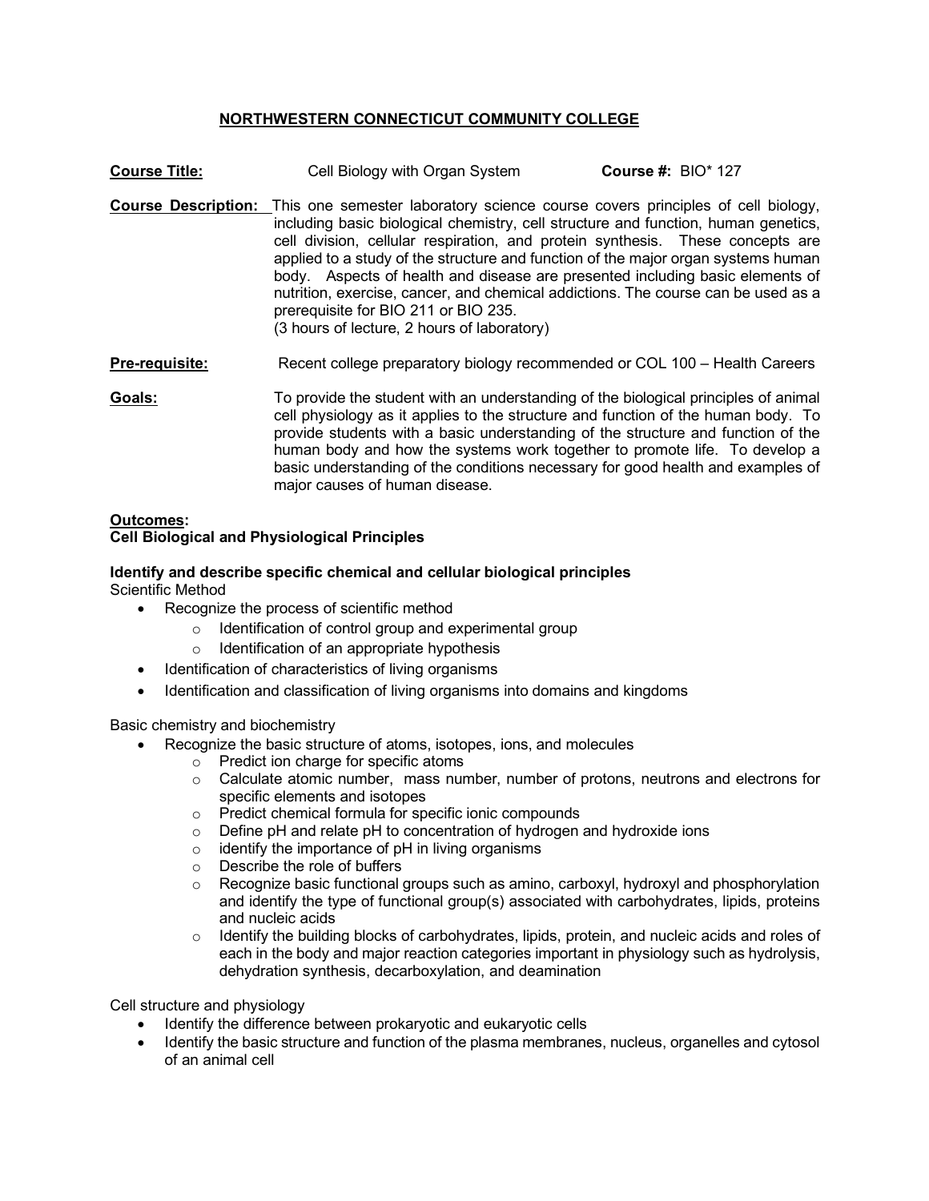# NORTHWESTERN CONNECTICUT COMMUNITY COLLEGE

**Course Title:** Cell Biology with Organ System **Course #:** BIO* 127

**Course Description:** This one semester laboratory science course covers principles of cell biology, including basic biological chemistry, cell structure and function, human genetics, cell division, cellular respiration, and protein synthesis. These concepts are applied to a study of the structure and function of the major organ systems human body. Aspects of health and disease are presented including basic elements of nutrition, exercise, cancer, and chemical addictions. The course can be used as a prerequisite for BIO 211 or BIO 235.
(3 hours of lecture, 2 hours of laboratory)

**Pre-requisite:** Recent college preparatory biology recommended or COL 100 – Health Careers

**Goals:** To provide the student with an understanding of the biological principles of animal cell physiology as it applies to the structure and function of the human body. To provide students with a basic understanding of the structure and function of the human body and how the systems work together to promote life. To develop a basic understanding of the conditions necessary for good health and examples of major causes of human disease.

**Outcomes:**
**Cell Biological and Physiological Principles**

**Identify and describe specific chemical and cellular biological principles**

Scientific Method

- Recognize the process of scientific method
  - Identification of control group and experimental group
  - Identification of an appropriate hypothesis
- Identification of characteristics of living organisms
- Identification and classification of living organisms into domains and kingdoms

Basic chemistry and biochemistry

- Recognize the basic structure of atoms, isotopes, ions, and molecules
  - Predict ion charge for specific atoms
  - Calculate atomic number, mass number, number of protons, neutrons and electrons for specific elements and isotopes
  - Predict chemical formula for specific ionic compounds
  - Define pH and relate pH to concentration of hydrogen and hydroxide ions
  - identify the importance of pH in living organisms
  - Describe the role of buffers
  - Recognize basic functional groups such as amino, carboxyl, hydroxyl and phosphorylation and identify the type of functional group(s) associated with carbohydrates, lipids, proteins and nucleic acids
  - Identify the building blocks of carbohydrates, lipids, protein, and nucleic acids and roles of each in the body and major reaction categories important in physiology such as hydrolysis, dehydration synthesis, decarboxylation, and deamination

Cell structure and physiology

- Identify the difference between prokaryotic and eukaryotic cells
- Identify the basic structure and function of the plasma membranes, nucleus, organelles and cytosol of an animal cell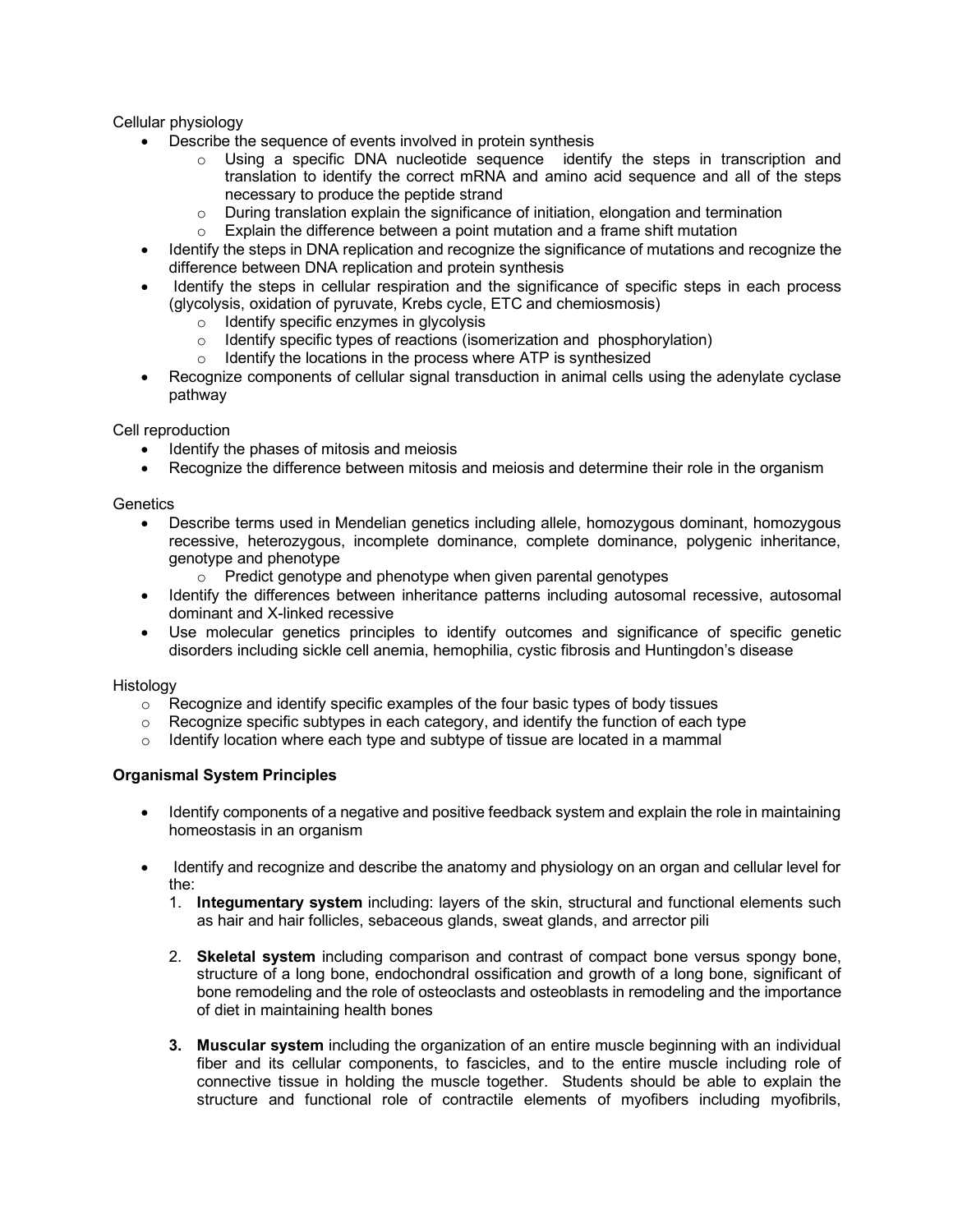Cellular physiology

- Describe the sequence of events involved in protein synthesis
  - Using a specific DNA nucleotide sequence identify the steps in transcription and translation to identify the correct mRNA and amino acid sequence and all of the steps necessary to produce the peptide strand
  - During translation explain the significance of initiation, elongation and termination
  - Explain the difference between a point mutation and a frame shift mutation
- Identify the steps in DNA replication and recognize the significance of mutations and recognize the difference between DNA replication and protein synthesis
- Identify the steps in cellular respiration and the significance of specific steps in each process (glycolysis, oxidation of pyruvate, Krebs cycle, ETC and chemiosmosis)
  - Identify specific enzymes in glycolysis
  - Identify specific types of reactions (isomerization and phosphorylation)
  - Identify the locations in the process where ATP is synthesized
- Recognize components of cellular signal transduction in animal cells using the adenylate cyclase pathway

Cell reproduction

- Identify the phases of mitosis and meiosis
- Recognize the difference between mitosis and meiosis and determine their role in the organism

Genetics

- Describe terms used in Mendelian genetics including allele, homozygous dominant, homozygous recessive, heterozygous, incomplete dominance, complete dominance, polygenic inheritance, genotype and phenotype
  - Predict genotype and phenotype when given parental genotypes
- Identify the differences between inheritance patterns including autosomal recessive, autosomal dominant and X-linked recessive
- Use molecular genetics principles to identify outcomes and significance of specific genetic disorders including sickle cell anemia, hemophilia, cystic fibrosis and Huntingdon's disease

Histology

- Recognize and identify specific examples of the four basic types of body tissues
- Recognize specific subtypes in each category, and identify the function of each type
- Identify location where each type and subtype of tissue are located in a mammal

**Organismal System Principles**

- Identify components of a negative and positive feedback system and explain the role in maintaining homeostasis in an organism

- Identify and recognize and describe the anatomy and physiology on an organ and cellular level for the:
  1. **Integumentary system** including: layers of the skin, structural and functional elements such as hair and hair follicles, sebaceous glands, sweat glands, and arrector pili

  2. **Skeletal system** including comparison and contrast of compact bone versus spongy bone, structure of a long bone, endochondral ossification and growth of a long bone, significant of bone remodeling and the role of osteoclasts and osteoblasts in remodeling and the importance of diet in maintaining health bones

  3. **Muscular system** including the organization of an entire muscle beginning with an individual fiber and its cellular components, to fascicles, and to the entire muscle including role of connective tissue in holding the muscle together. Students should be able to explain the structure and functional role of contractile elements of myofibers including myofibrils,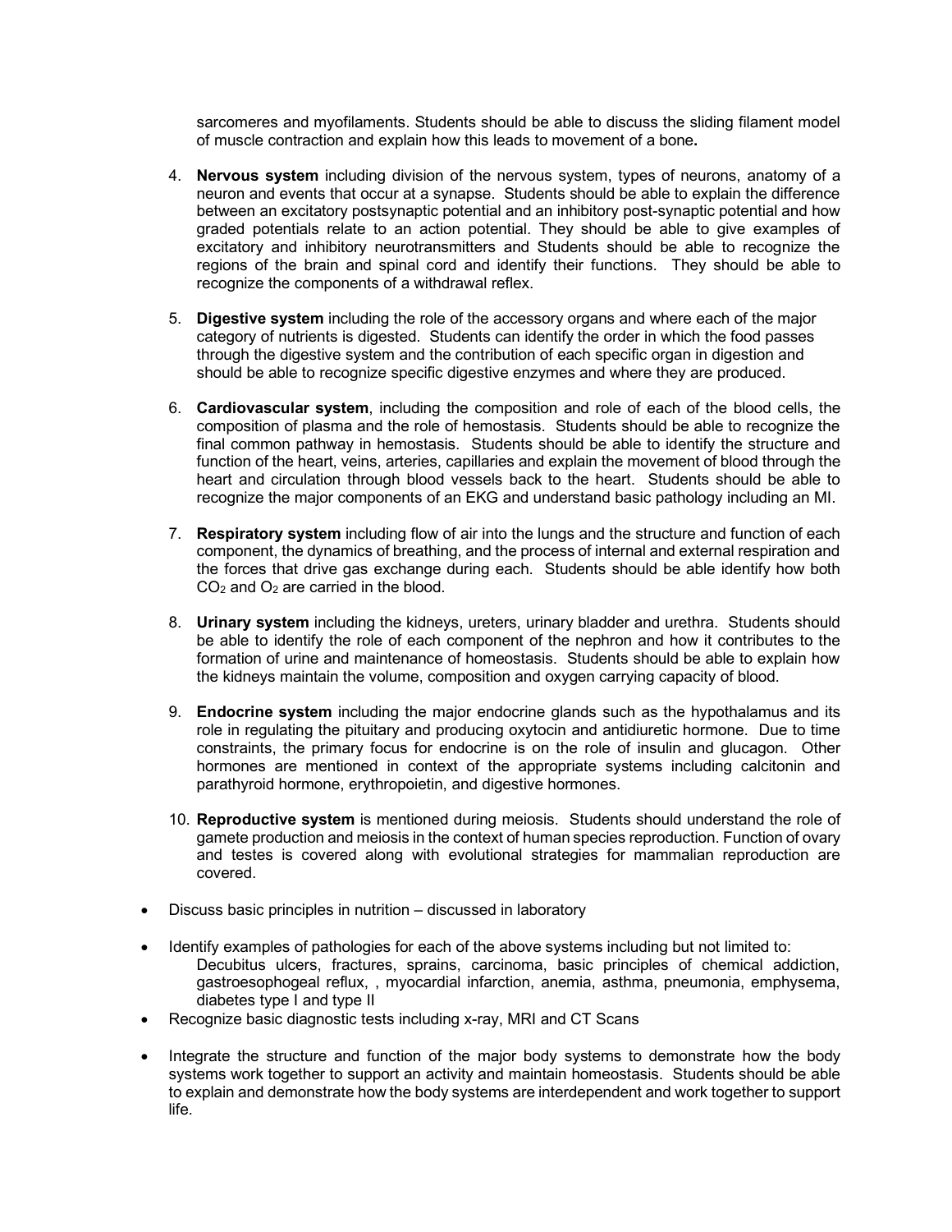sarcomeres and myofilaments. Students should be able to discuss the sliding filament model of muscle contraction and explain how this leads to movement of a bone**.**

4. **Nervous system** including division of the nervous system, types of neurons, anatomy of a neuron and events that occur at a synapse. Students should be able to explain the difference between an excitatory postsynaptic potential and an inhibitory post-synaptic potential and how graded potentials relate to an action potential. They should be able to give examples of excitatory and inhibitory neurotransmitters and Students should be able to recognize the regions of the brain and spinal cord and identify their functions. They should be able to recognize the components of a withdrawal reflex.

5. **Digestive system** including the role of the accessory organs and where each of the major category of nutrients is digested. Students can identify the order in which the food passes through the digestive system and the contribution of each specific organ in digestion and should be able to recognize specific digestive enzymes and where they are produced.

6. **Cardiovascular system**, including the composition and role of each of the blood cells, the composition of plasma and the role of hemostasis. Students should be able to recognize the final common pathway in hemostasis. Students should be able to identify the structure and function of the heart, veins, arteries, capillaries and explain the movement of blood through the heart and circulation through blood vessels back to the heart. Students should be able to recognize the major components of an EKG and understand basic pathology including an MI.

7. **Respiratory system** including flow of air into the lungs and the structure and function of each component, the dynamics of breathing, and the process of internal and external respiration and the forces that drive gas exchange during each. Students should be able identify how both $CO_2$ and $O_2$ are carried in the blood.

8. **Urinary system** including the kidneys, ureters, urinary bladder and urethra. Students should be able to identify the role of each component of the nephron and how it contributes to the formation of urine and maintenance of homeostasis. Students should be able to explain how the kidneys maintain the volume, composition and oxygen carrying capacity of blood.

9. **Endocrine system** including the major endocrine glands such as the hypothalamus and its role in regulating the pituitary and producing oxytocin and antidiuretic hormone. Due to time constraints, the primary focus for endocrine is on the role of insulin and glucagon. Other hormones are mentioned in context of the appropriate systems including calcitonin and parathyroid hormone, erythropoietin, and digestive hormones.

10. **Reproductive system** is mentioned during meiosis. Students should understand the role of gamete production and meiosis in the context of human species reproduction. Function of ovary and testes is covered along with evolutional strategies for mammalian reproduction are covered.

- Discuss basic principles in nutrition – discussed in laboratory

- Identify examples of pathologies for each of the above systems including but not limited to:
  Decubitus ulcers, fractures, sprains, carcinoma, basic principles of chemical addiction, gastroesophogeal reflux, , myocardial infarction, anemia, asthma, pneumonia, emphysema, diabetes type I and type II
- Recognize basic diagnostic tests including x-ray, MRI and CT Scans

- Integrate the structure and function of the major body systems to demonstrate how the body systems work together to support an activity and maintain homeostasis. Students should be able to explain and demonstrate how the body systems are interdependent and work together to support life.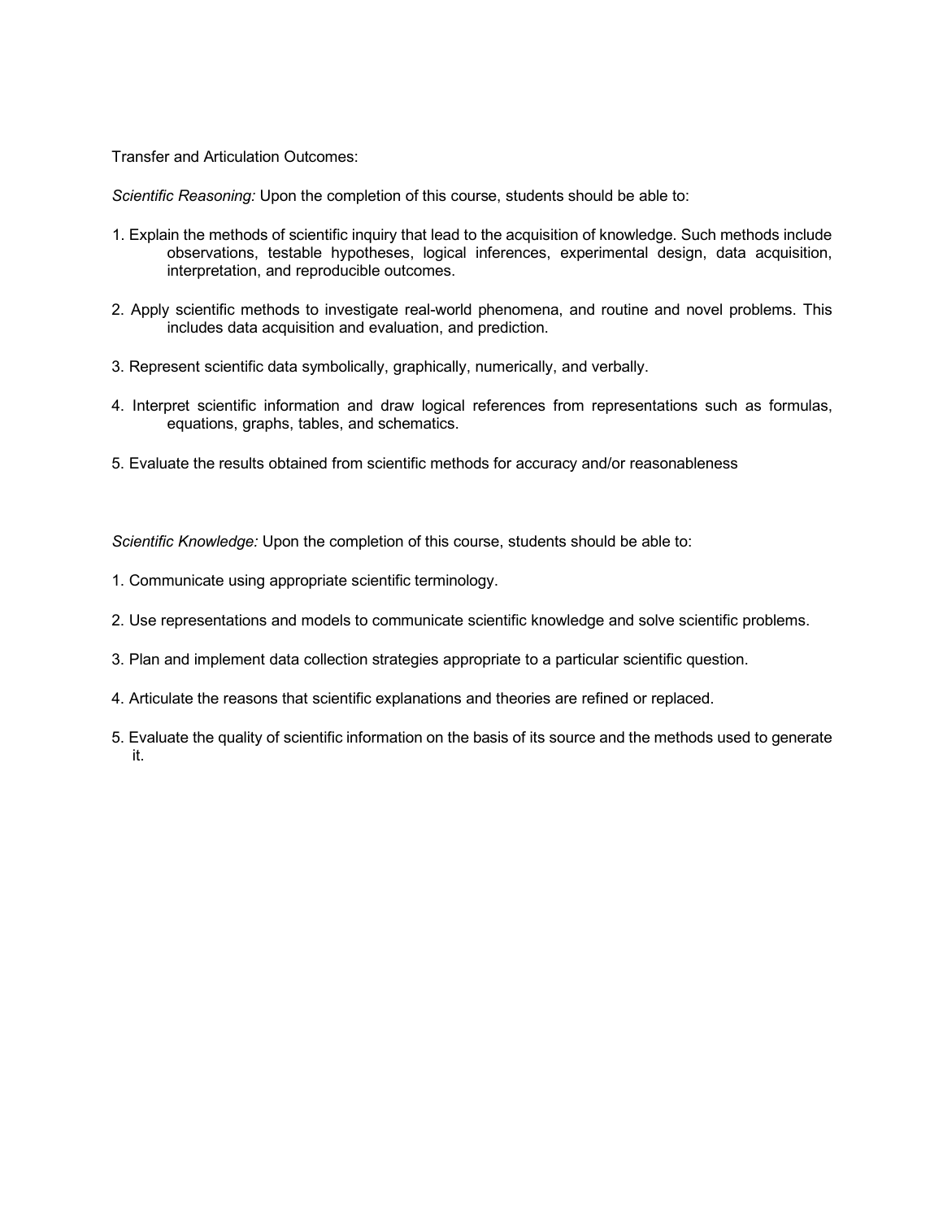Transfer and Articulation Outcomes:

*Scientific Reasoning:* Upon the completion of this course, students should be able to:

1. Explain the methods of scientific inquiry that lead to the acquisition of knowledge. Such methods include observations, testable hypotheses, logical inferences, experimental design, data acquisition, interpretation, and reproducible outcomes.

2. Apply scientific methods to investigate real-world phenomena, and routine and novel problems. This includes data acquisition and evaluation, and prediction.

3. Represent scientific data symbolically, graphically, numerically, and verbally.

4. Interpret scientific information and draw logical references from representations such as formulas, equations, graphs, tables, and schematics.

5. Evaluate the results obtained from scientific methods for accuracy and/or reasonableness

*Scientific Knowledge:* Upon the completion of this course, students should be able to:

1. Communicate using appropriate scientific terminology.

2. Use representations and models to communicate scientific knowledge and solve scientific problems.

3. Plan and implement data collection strategies appropriate to a particular scientific question.

4. Articulate the reasons that scientific explanations and theories are refined or replaced.

5. Evaluate the quality of scientific information on the basis of its source and the methods used to generate it.